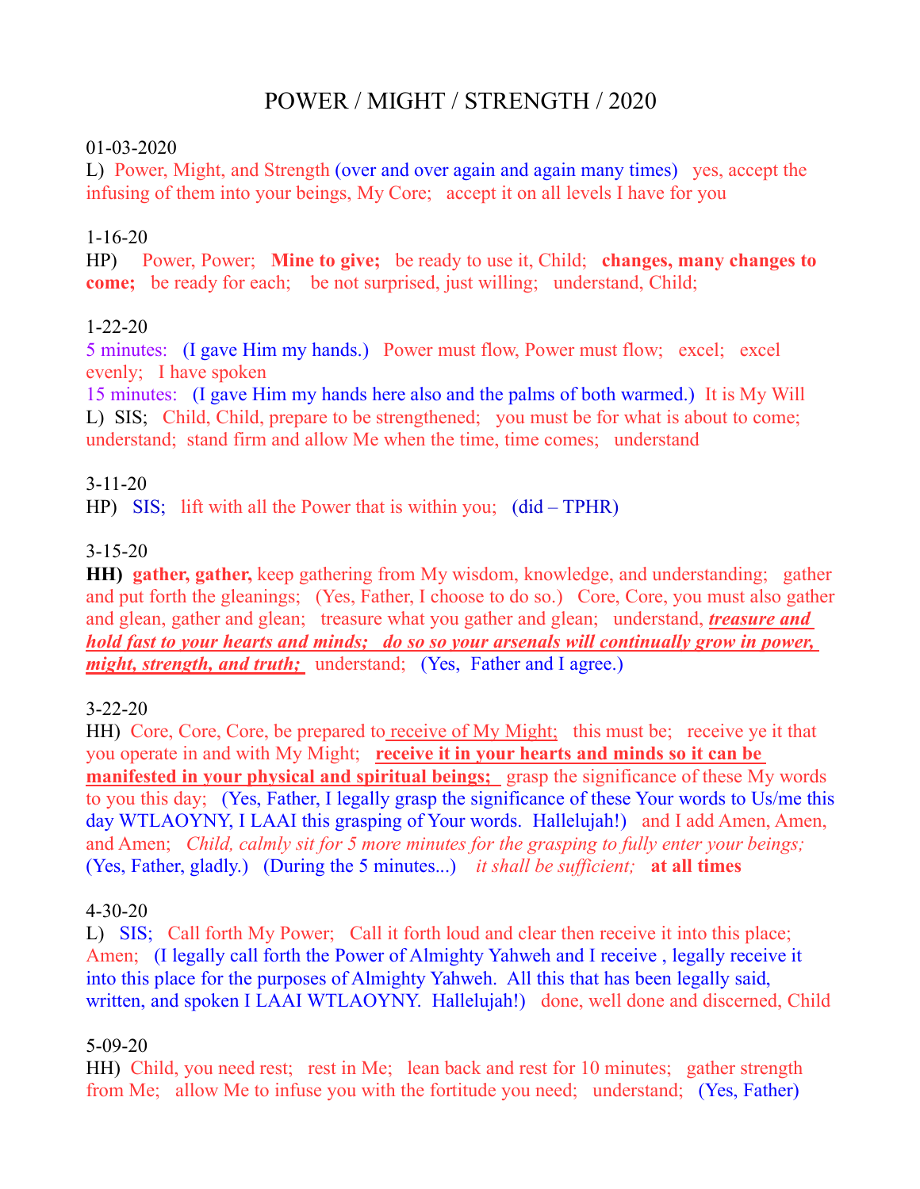# POWER / MIGHT / STRENGTH / 2020

01-03-2020
L) Power, Might, and Strength (over and over again and again many times) yes, accept the infusing of them into your beings, My Core; accept it on all levels I have for you

1-16-20
HP) Power, Power; **Mine to give;** be ready to use it, Child; **changes, many changes to come;** be ready for each; be not surprised, just willing; understand, Child;

1-22-20
5 minutes: (I gave Him my hands.) Power must flow, Power must flow; excel; excel evenly; I have spoken
15 minutes: (I gave Him my hands here also and the palms of both warmed.) It is My Will
L) SIS; Child, Child, prepare to be strengthened; you must be for what is about to come; understand; stand firm and allow Me when the time, time comes; understand

3-11-20
HP) SIS; lift with all the Power that is within you; (did – TPHR)

3-15-20
**HH) gather, gather,** keep gathering from My wisdom, knowledge, and understanding; gather and put forth the gleanings; (Yes, Father, I choose to do so.) Core, Core, you must also gather and glean, gather and glean; treasure what you gather and glean; understand, ***treasure and hold fast to your hearts and minds; do so so your arsenals will continually grow in power, might, strength, and truth;*** understand; (Yes, Father and I agree.)

3-22-20
HH) Core, Core, Core, be prepared to receive of My Might; this must be; receive ye it that you operate in and with My Might; **receive it in your hearts and minds so it can be manifested in your physical and spiritual beings;** grasp the significance of these My words to you this day; (Yes, Father, I legally grasp the significance of these Your words to Us/me this day WTLAOYNY, I LAAI this grasping of Your words. Hallelujah!) and I add Amen, Amen, and Amen; *Child, calmly sit for 5 more minutes for the grasping to fully enter your beings;* (Yes, Father, gladly.) (During the 5 minutes...) *it shall be sufficient;* **at all times**

4-30-20
L) SIS; Call forth My Power; Call it forth loud and clear then receive it into this place; Amen; (I legally call forth the Power of Almighty Yahweh and I receive , legally receive it into this place for the purposes of Almighty Yahweh. All this that has been legally said, written, and spoken I LAAI WTLAOYNY. Hallelujah!) done, well done and discerned, Child

5-09-20
HH) Child, you need rest; rest in Me; lean back and rest for 10 minutes; gather strength from Me; allow Me to infuse you with the fortitude you need; understand; (Yes, Father)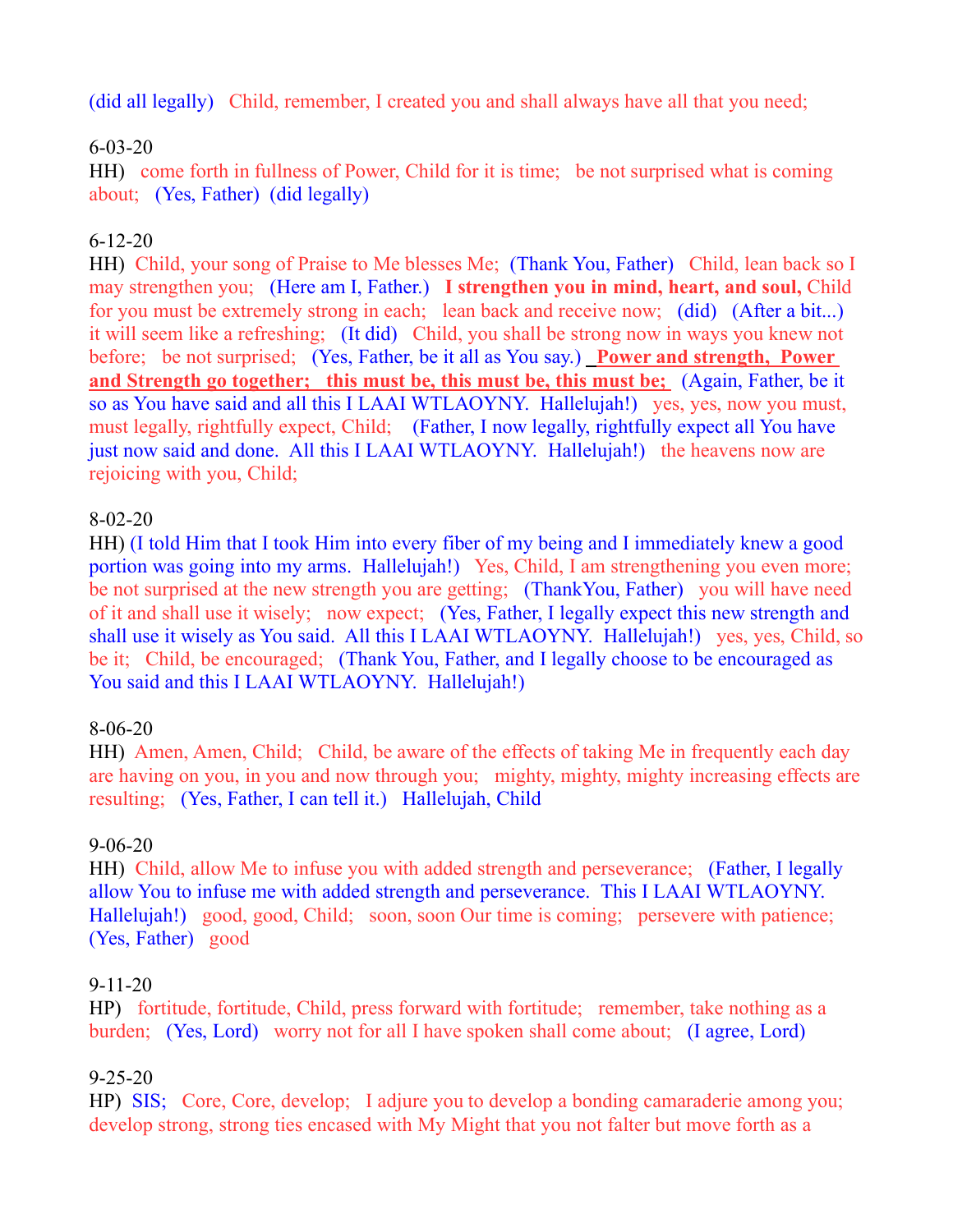(did all legally)   Child, remember, I created you and shall always have all that you need;

6-03-20
HH)   come forth in fullness of Power, Child for it is time;   be not surprised what is coming about;   (Yes, Father)  (did legally)

6-12-20
HH)  Child, your song of Praise to Me blesses Me;  (Thank You, Father)   Child, lean back so I may strengthen you;   (Here am I, Father.)   **I strengthen you in mind, heart, and soul,** Child for you must be extremely strong in each;   lean back and receive now;   (did)   (After a bit...) it will seem like a refreshing;   (It did)   Child, you shall be strong now in ways you knew not before;   be not surprised;   (Yes, Father, be it all as You say.)  **Power and strength,  Power and Strength go together;   this must be, this must be, this must be;**   (Again, Father, be it so as You have said and all this I LAAI WTLAOYNY.  Hallelujah!)   yes, yes, now you must, must legally, rightfully expect, Child;    (Father, I now legally, rightfully expect all You have just now said and done.  All this I LAAI WTLAOYNY.  Hallelujah!)   the heavens now are rejoicing with you, Child;

8-02-20
HH) (I told Him that I took Him into every fiber of my being and I immediately knew a good portion was going into my arms.  Hallelujah!)   Yes, Child, I am strengthening you even more; be not surprised at the new strength you are getting;   (ThankYou, Father)   you will have need of it and shall use it wisely;   now expect;   (Yes, Father, I legally expect this new strength and shall use it wisely as You said.  All this I LAAI WTLAOYNY.  Hallelujah!)   yes, yes, Child, so be it;   Child, be encouraged;   (Thank You, Father, and I legally choose to be encouraged as You said and this I LAAI WTLAOYNY.  Hallelujah!)

8-06-20
HH)  Amen, Amen, Child;   Child, be aware of the effects of taking Me in frequently each day are having on you, in you and now through you;   mighty, mighty, mighty increasing effects are resulting;   (Yes, Father, I can tell it.)   Hallelujah, Child

9-06-20
HH)  Child, allow Me to infuse you with added strength and perseverance;   (Father, I legally allow You to infuse me with added strength and perseverance.  This I LAAI WTLAOYNY. Hallelujah!)   good, good, Child;   soon, soon Our time is coming;   persevere with patience; (Yes, Father)   good

9-11-20
HP)   fortitude, fortitude, Child, press forward with fortitude;   remember, take nothing as a burden;   (Yes, Lord)   worry not for all I have spoken shall come about;   (I agree, Lord)

9-25-20
HP)  SIS;   Core, Core, develop;   I adjure you to develop a bonding camaraderie among you; develop strong, strong ties encased with My Might that you not falter but move forth as a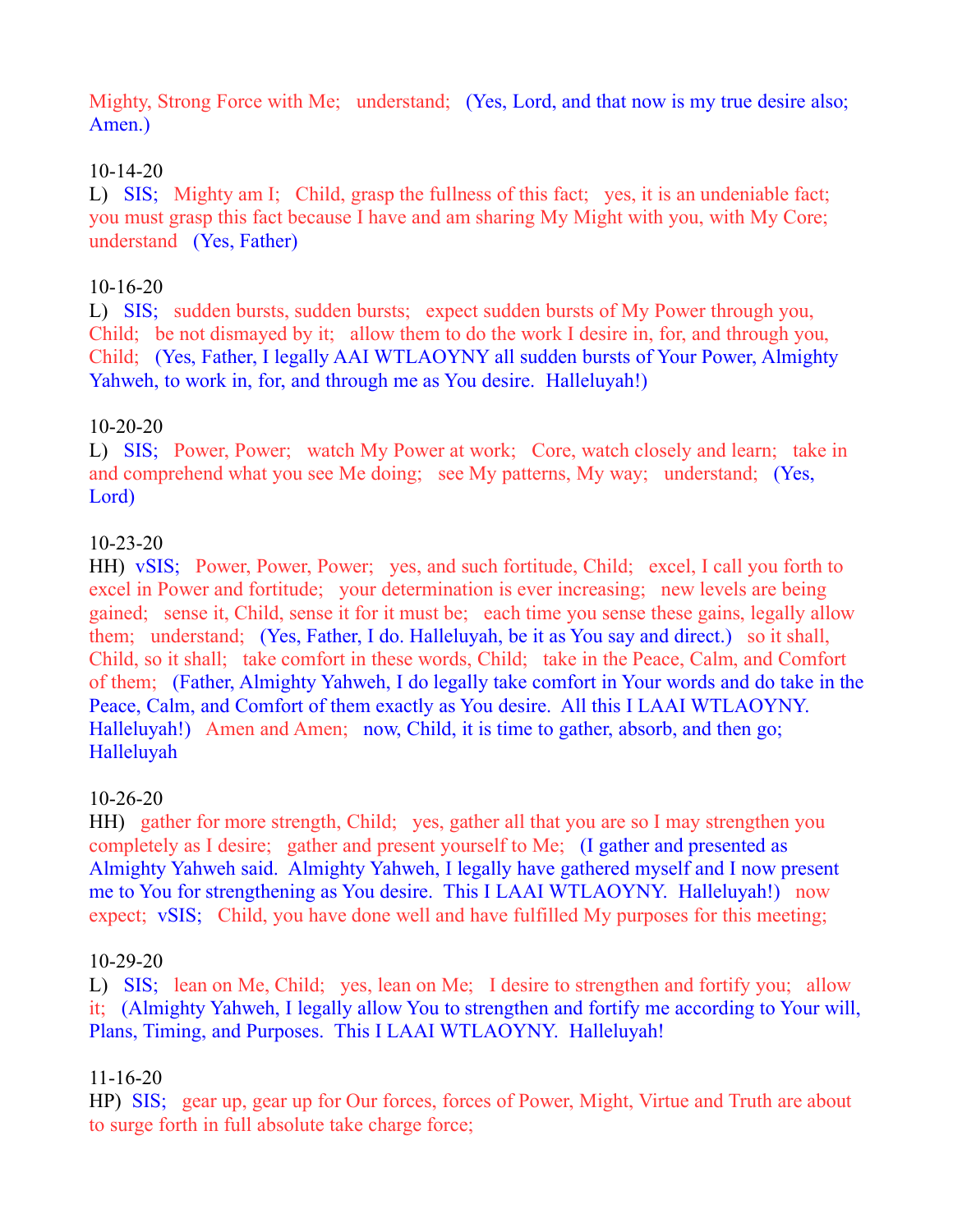Mighty, Strong Force with Me;   understand;   (Yes, Lord, and that now is my true desire also; Amen.)

10-14-20
L)   SIS;   Mighty am I;   Child, grasp the fullness of this fact;   yes, it is an undeniable fact; you must grasp this fact because I have and am sharing My Might with you, with My Core; understand   (Yes, Father)

10-16-20
L)   SIS;   sudden bursts, sudden bursts;   expect sudden bursts of My Power through you, Child;   be not dismayed by it;   allow them to do the work I desire in, for, and through you, Child;   (Yes, Father, I legally AAI WTLAOYNY all sudden bursts of Your Power, Almighty Yahweh, to work in, for, and through me as You desire.  Halleluyah!)

10-20-20
L)   SIS;   Power, Power;   watch My Power at work;   Core, watch closely and learn;   take in and comprehend what you see Me doing;   see My patterns, My way;   understand;   (Yes, Lord)

10-23-20
HH)  vSIS;   Power, Power, Power;   yes, and such fortitude, Child;   excel, I call you forth to excel in Power and fortitude;   your determination is ever increasing;   new levels are being gained;   sense it, Child, sense it for it must be;   each time you sense these gains, legally allow them;   understand;   (Yes, Father, I do. Halleluyah, be it as You say and direct.)   so it shall, Child, so it shall;   take comfort in these words, Child;   take in the Peace, Calm, and Comfort of them;   (Father, Almighty Yahweh, I do legally take comfort in Your words and do take in the Peace, Calm, and Comfort of them exactly as You desire.  All this I LAAI WTLAOYNY. Halleluyah!)   Amen and Amen;   now, Child, it is time to gather, absorb, and then go; Halleluyah

10-26-20
HH)   gather for more strength, Child;   yes, gather all that you are so I may strengthen you completely as I desire;   gather and present yourself to Me;   (I gather and presented as Almighty Yahweh said.  Almighty Yahweh, I legally have gathered myself and I now present me to You for strengthening as You desire.  This I LAAI WTLAOYNY.  Halleluyah!)   now expect;  vSIS;   Child, you have done well and have fulfilled My purposes for this meeting;

10-29-20
L)   SIS;   lean on Me, Child;   yes, lean on Me;   I desire to strengthen and fortify you;   allow it;   (Almighty Yahweh, I legally allow You to strengthen and fortify me according to Your will, Plans, Timing, and Purposes.  This I LAAI WTLAOYNY.  Halleluyah!

11-16-20
HP)  SIS;   gear up, gear up for Our forces, forces of Power, Might, Virtue and Truth are about to surge forth in full absolute take charge force;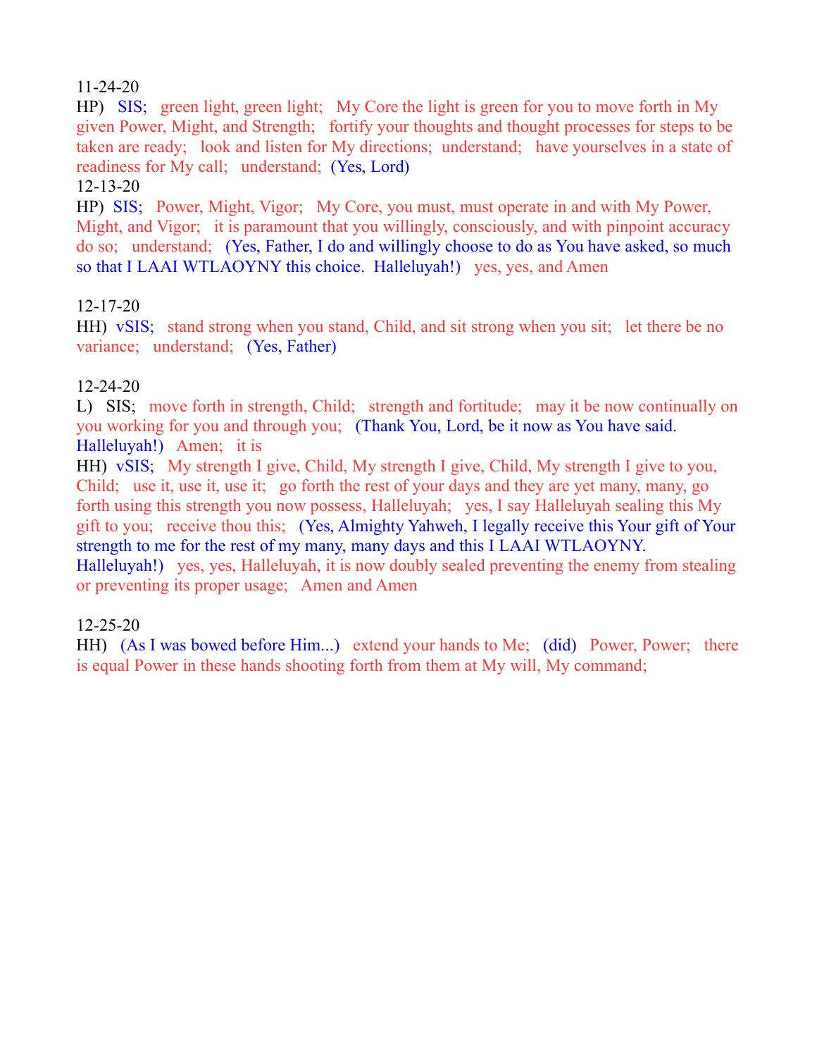11-24-20

HP)   SIS;   green light, green light;   My Core the light is green for you to move forth in My given Power, Might, and Strength;   fortify your thoughts and thought processes for steps to be taken are ready;   look and listen for My directions;  understand;   have yourselves in a state of readiness for My call;   understand;  (Yes, Lord)

12-13-20

HP)  SIS;   Power, Might, Vigor;   My Core, you must, must operate in and with My Power, Might, and Vigor;   it is paramount that you willingly, consciously, and with pinpoint accuracy do so;   understand;   (Yes, Father, I do and willingly choose to do as You have asked, so much so that I LAAI WTLAOYNY this choice.  Halleluyah!)   yes, yes, and Amen

12-17-20

HH)  vSIS;   stand strong when you stand, Child, and sit strong when you sit;   let there be no variance;   understand;   (Yes, Father)

12-24-20

L)   SIS;   move forth in strength, Child;   strength and fortitude;   may it be now continually on you working for you and through you;   (Thank You, Lord, be it now as You have said. Halleluyah!)   Amen;   it is

HH)  vSIS;   My strength I give, Child, My strength I give, Child, My strength I give to you, Child;   use it, use it, use it;   go forth the rest of your days and they are yet many, many, go forth using this strength you now possess, Halleluyah;   yes, I say Halleluyah sealing this My gift to you;   receive thou this;   (Yes, Almighty Yahweh, I legally receive this Your gift of Your strength to me for the rest of my many, many days and this I LAAI WTLAOYNY. Halleluyah!)   yes, yes, Halleluyah, it is now doubly sealed preventing the enemy from stealing or preventing its proper usage;   Amen and Amen

12-25-20

HH)   (As I was bowed before Him...)   extend your hands to Me;   (did)   Power, Power;   there is equal Power in these hands shooting forth from them at My will, My command;